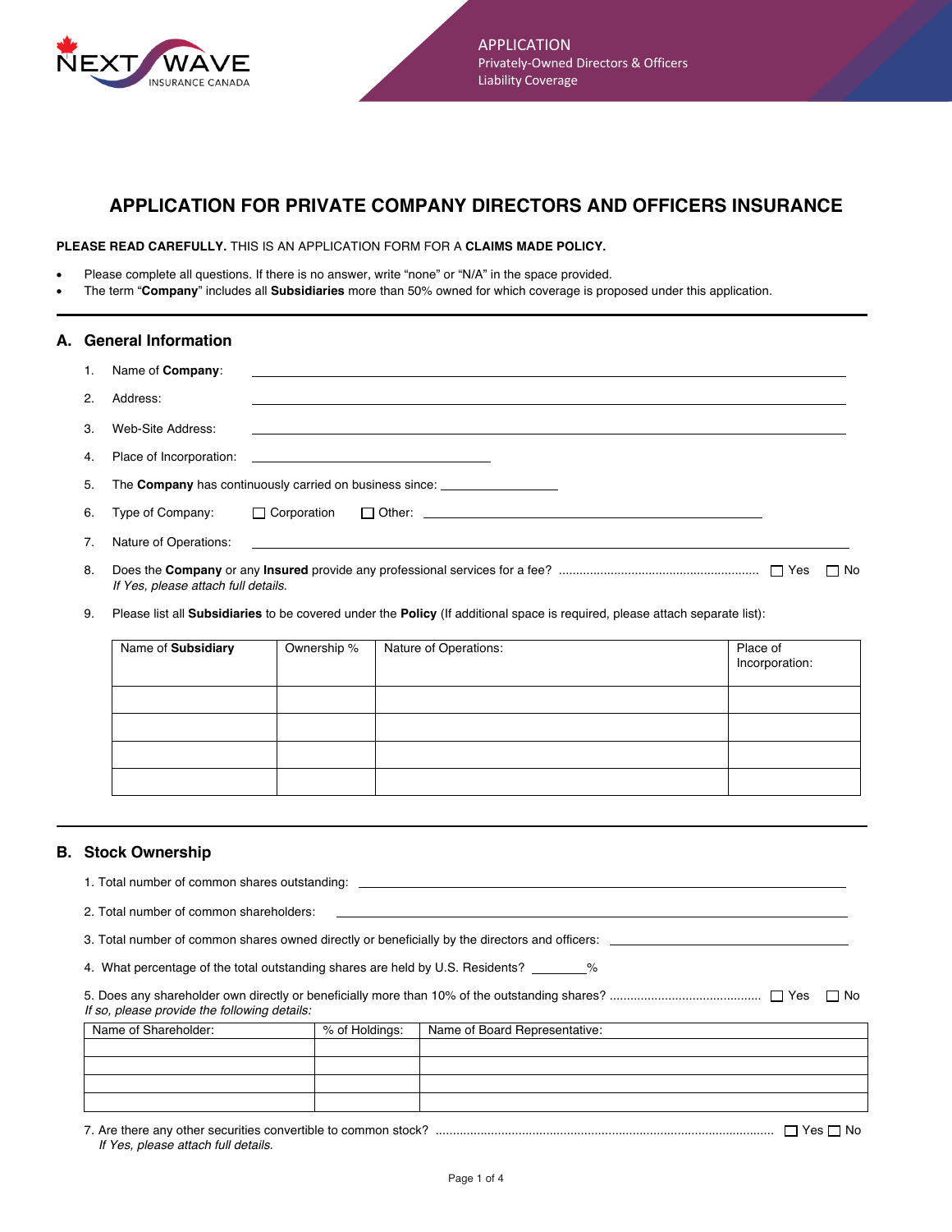NEXT WAVE INSURANCE CANADA

APPLICATION
Privately-Owned Directors & Officers
Liability Coverage

# APPLICATION FOR PRIVATE COMPANY DIRECTORS AND OFFICERS INSURANCE

**PLEASE READ CAREFULLY.** THIS IS AN APPLICATION FORM FOR A **CLAIMS MADE POLICY.**

- Please complete all questions. If there is no answer, write "none" or "N/A" in the space provided.
- The term "**Company**" includes all **Subsidiaries** more than 50% owned for which coverage is proposed under this application.

## A. General Information

1. Name of **Company**: ______________________________
2. Address: ______________________________
3. Web-Site Address: ______________________________
4. Place of Incorporation: ______________________________
5. The **Company** has continuously carried on business since: ______________
6. Type of Company: ☐ Corporation ☐ Other: ______________________________
7. Nature of Operations: ______________________________
8. Does the **Company** or any **Insured** provide any professional services for a fee? ........................................................ ☐ Yes ☐ No
   *If Yes, please attach full details.*
9. Please list all **Subsidiaries** to be covered under the **Policy** (If additional space is required, please attach separate list):

| Name of **Subsidiary** | Ownership % | Nature of Operations: | Place of Incorporation: |
|---|---|---|---|
| | | | |
| | | | |
| | | | |
| | | | |

## B. Stock Ownership

1. Total number of common shares outstanding: ______________________________
2. Total number of common shareholders: ______________________________
3. Total number of common shares owned directly or beneficially by the directors and officers: ______________________________
4. What percentage of the total outstanding shares are held by U.S. Residents? ________%
5. Does any shareholder own directly or beneficially more than 10% of the outstanding shares? .......................................... ☐ Yes ☐ No
   *If so, please provide the following details:*

| Name of Shareholder: | % of Holdings: | Name of Board Representative: |
|---|---|---|
| | | |
| | | |
| | | |
| | | |

7. Are there any other securities convertible to common stock? ................................................................................................ ☐ Yes ☐ No
   *If Yes, please attach full details.*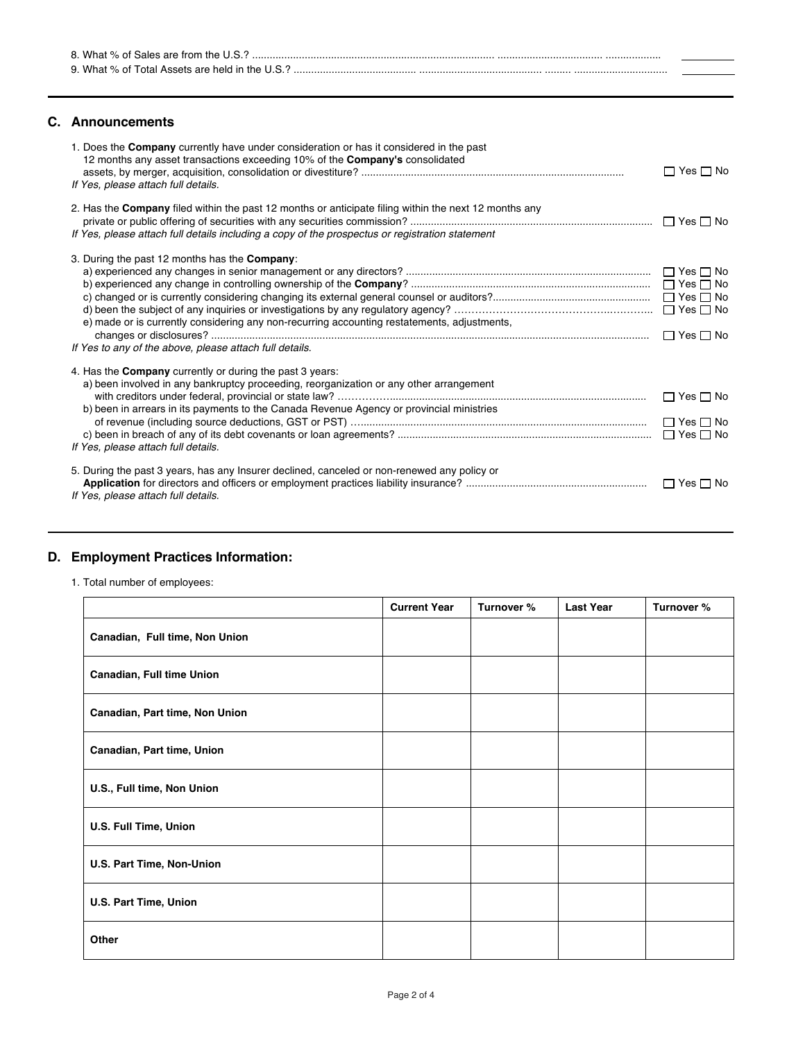8. What % of Sales are from the U.S.? ______

9. What % of Total Assets are held in the U.S.? ______

## C. Announcements

1. Does the **Company** currently have under consideration or has it considered in the past 12 months any asset transactions exceeding 10% of the **Company's** consolidated assets, by merger, acquisition, consolidation or divestiture? ☐ Yes ☐ No
   *If Yes, please attach full details.*

2. Has the **Company** filed within the past 12 months or anticipate filing within the next 12 months any private or public offering of securities with any securities commission? ☐ Yes ☐ No
   *If Yes, please attach full details including a copy of the prospectus or registration statement*

3. During the past 12 months has the **Company**:
   a) experienced any changes in senior management or any directors? ☐ Yes ☐ No
   b) experienced any change in controlling ownership of the **Company**? ☐ Yes ☐ No
   c) changed or is currently considering changing its external general counsel or auditors? ☐ Yes ☐ No
   d) been the subject of any inquiries or investigations by any regulatory agency? ☐ Yes ☐ No
   e) made or is currently considering any non-recurring accounting restatements, adjustments, changes or disclosures? ☐ Yes ☐ No
   *If Yes to any of the above, please attach full details.*

4. Has the **Company** currently or during the past 3 years:
   a) been involved in any bankruptcy proceeding, reorganization or any other arrangement with creditors under federal, provincial or state law? ☐ Yes ☐ No
   b) been in arrears in its payments to the Canada Revenue Agency or provincial ministries of revenue (including source deductions, GST or PST) ☐ Yes ☐ No
   c) been in breach of any of its debt covenants or loan agreements? ☐ Yes ☐ No
   *If Yes, please attach full details.*

5. During the past 3 years, has any Insurer declined, canceled or non-renewed any policy or **Application** for directors and officers or employment practices liability insurance? ☐ Yes ☐ No
   *If Yes, please attach full details.*

## D. Employment Practices Information:

1. Total number of employees:

| | Current Year | Turnover % | Last Year | Turnover % |
|---|---|---|---|---|
| **Canadian, Full time, Non Union** | | | | |
| **Canadian, Full time Union** | | | | |
| **Canadian, Part time, Non Union** | | | | |
| **Canadian, Part time, Union** | | | | |
| **U.S., Full time, Non Union** | | | | |
| **U.S. Full Time, Union** | | | | |
| **U.S. Part Time, Non-Union** | | | | |
| **U.S. Part Time, Union** | | | | |
| **Other** | | | | |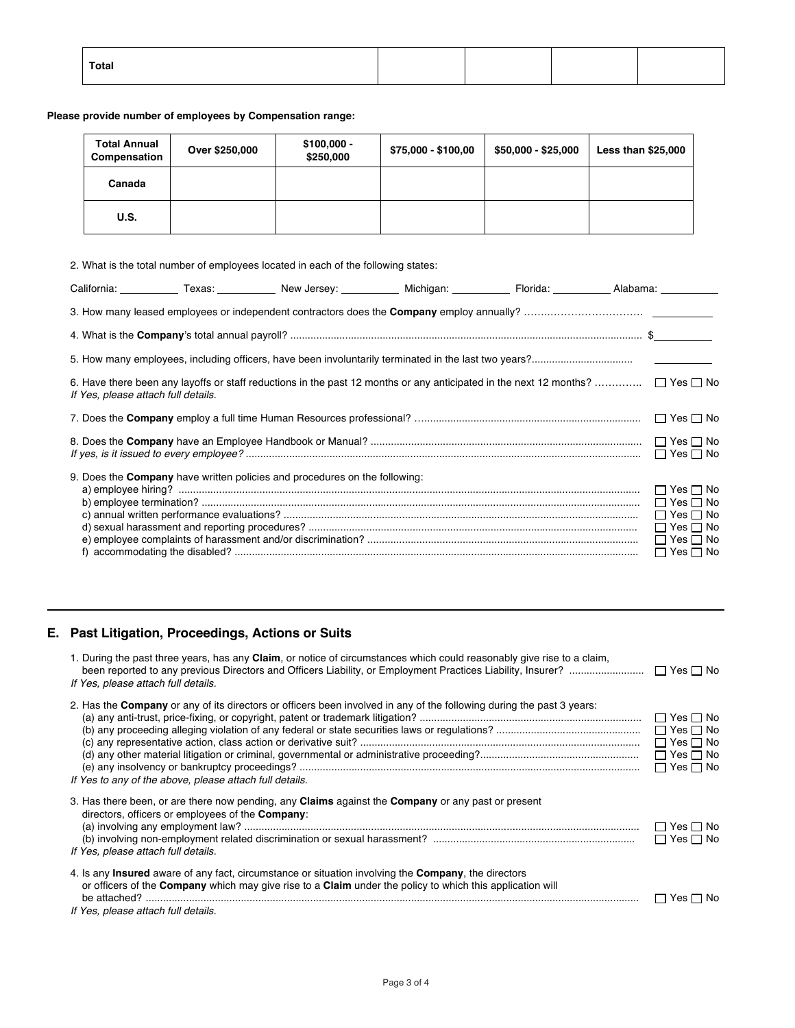| Total | | | | |
|---|---|---|---|---|

**Please provide number of employees by Compensation range:**

| Total Annual Compensation | Over $250,000 | $100,000 - $250,000 | $75,000 - $100,00 | $50,000 - $25,000 | Less than $25,000 |
|---|---|---|---|---|---|
| Canada | | | | | |
| U.S. | | | | | |

2. What is the total number of employees located in each of the following states:

California: __________ Texas: __________ New Jersey: __________ Michigan: __________ Florida: __________ Alabama: __________

3. How many leased employees or independent contractors does the **Company** employ annually? .............................. __________

4. What is the **Company**'s total annual payroll? ........................................................ $__________

5. How many employees, including officers, have been involuntarily terminated in the last two years?.................................. __________

6. Have there been any layoffs or staff reductions in the past 12 months or any anticipated in the next 12 months? ............. ☐ Yes ☐ No
*If Yes, please attach full details.*

7. Does the **Company** employ a full time Human Resources professional? ................................................ ☐ Yes ☐ No

8. Does the **Company** have an Employee Handbook or Manual? ................................................ ☐ Yes ☐ No
*If yes, is it issued to every employee?* ................................................ ☐ Yes ☐ No

9. Does the **Company** have written policies and procedures on the following:
   a) employee hiring? ................................................ ☐ Yes ☐ No
   b) employee termination? ................................................ ☐ Yes ☐ No
   c) annual written performance evaluations? ................................................ ☐ Yes ☐ No
   d) sexual harassment and reporting procedures? ................................................ ☐ Yes ☐ No
   e) employee complaints of harassment and/or discrimination? ................................................ ☐ Yes ☐ No
   f) accommodating the disabled? ................................................ ☐ Yes ☐ No

## E. Past Litigation, Proceedings, Actions or Suits

1. During the past three years, has any **Claim**, or notice of circumstances which could reasonably give rise to a claim, been reported to any previous Directors and Officers Liability, or Employment Practices Liability, Insurer? ......................... ☐ Yes ☐ No
*If Yes, please attach full details.*

2. Has the **Company** or any of its directors or officers been involved in any of the following during the past 3 years:
   (a) any anti-trust, price-fixing, or copyright, patent or trademark litigation? ................................................ ☐ Yes ☐ No
   (b) any proceeding alleging violation of any federal or state securities laws or regulations? ................................................ ☐ Yes ☐ No
   (c) any representative action, class action or derivative suit? ................................................ ☐ Yes ☐ No
   (d) any other material litigation or criminal, governmental or administrative proceeding?................................................ ☐ Yes ☐ No
   (e) any insolvency or bankruptcy proceedings? ................................................ ☐ Yes ☐ No
*If Yes to any of the above, please attach full details.*

3. Has there been, or are there now pending, any **Claims** against the **Company** or any past or present directors, officers or employees of the **Company**:
   (a) involving any employment law? ................................................ ☐ Yes ☐ No
   (b) involving non-employment related discrimination or sexual harassment? ................................................ ☐ Yes ☐ No
*If Yes, please attach full details.*

4. Is any **Insured** aware of any fact, circumstance or situation involving the **Company**, the directors or officers of the **Company** which may give rise to a **Claim** under the policy to which this application will be attached? ................................................ ☐ Yes ☐ No
*If Yes, please attach full details.*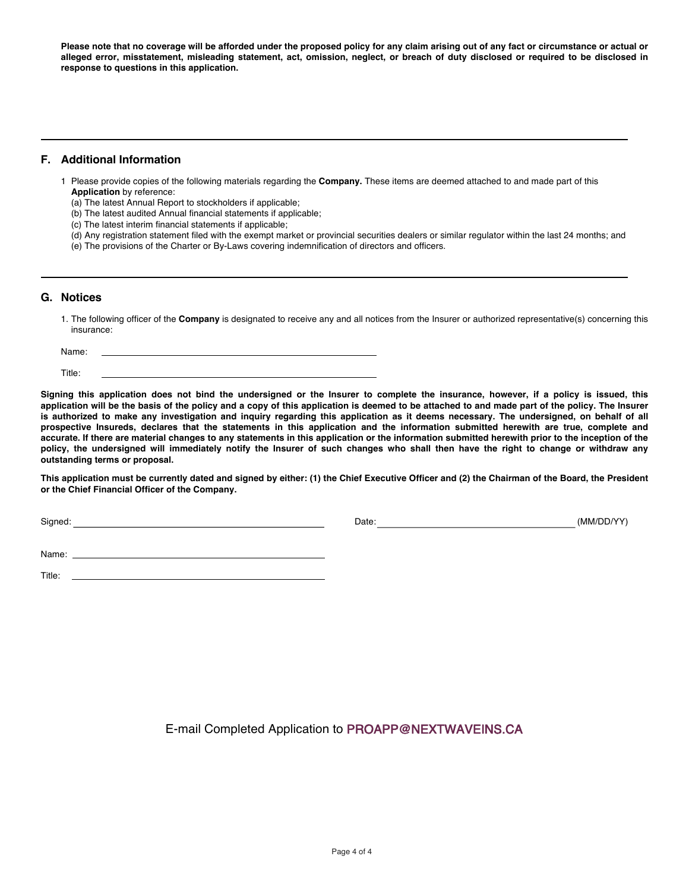**Please note that no coverage will be afforded under the proposed policy for any claim arising out of any fact or circumstance or actual or alleged error, misstatement, misleading statement, act, omission, neglect, or breach of duty disclosed or required to be disclosed in response to questions in this application.**

---

## F. Additional Information

1 Please provide copies of the following materials regarding the **Company.** These items are deemed attached to and made part of this **Application** by reference:
   (a) The latest Annual Report to stockholders if applicable;
   (b) The latest audited Annual financial statements if applicable;
   (c) The latest interim financial statements if applicable;
   (d) Any registration statement filed with the exempt market or provincial securities dealers or similar regulator within the last 24 months; and
   (e) The provisions of the Charter or By-Laws covering indemnification of directors and officers.

---

## G. Notices

1. The following officer of the **Company** is designated to receive any and all notices from the Insurer or authorized representative(s) concerning this insurance:

Name: ______________________________

Title: ______________________________

**Signing this application does not bind the undersigned or the Insurer to complete the insurance, however, if a policy is issued, this application will be the basis of the policy and a copy of this application is deemed to be attached to and made part of the policy. The Insurer is authorized to make any investigation and inquiry regarding this application as it deems necessary. The undersigned, on behalf of all prospective Insureds, declares that the statements in this application and the information submitted herewith are true, complete and accurate. If there are material changes to any statements in this application or the information submitted herewith prior to the inception of the policy, the undersigned will immediately notify the Insurer of such changes who shall then have the right to change or withdraw any outstanding terms or proposal.**

**This application must be currently dated and signed by either: (1) the Chief Executive Officer and (2) the Chairman of the Board, the President or the Chief Financial Officer of the Company.**

Signed: ______________________________ Date: ______________________________ (MM/DD/YY)

Name: ______________________________

Title: ______________________________

E-mail Completed Application to PROAPP@NEXTWAVEINS.CA